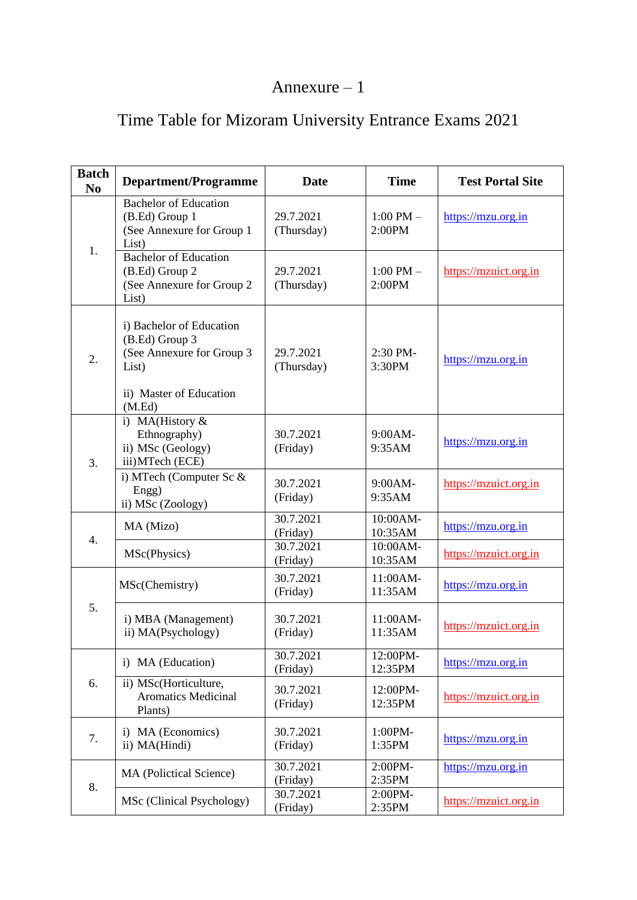Annexure – 1

Time Table for Mizoram University Entrance Exams 2021

| Batch No | Department/Programme | Date | Time | Test Portal Site |
|---|---|---|---|---|
| 1. | Bachelor of Education (B.Ed) Group 1 (See Annexure for Group 1 List) | 29.7.2021 (Thursday) | 1:00 PM – 2:00PM | https://mzu.org.in |
| | Bachelor of Education (B.Ed) Group 2 (See Annexure for Group 2 List) | 29.7.2021 (Thursday) | 1:00 PM – 2:00PM | https://mzuict.org.in |
| 2. | i) Bachelor of Education (B.Ed) Group 3 (See Annexure for Group 3 List)<br>ii) Master of Education (M.Ed) | 29.7.2021 (Thursday) | 2:30 PM- 3:30PM | https://mzu.org.in |
| 3. | i) MA(History & Ethnography)<br>ii) MSc (Geology)<br>iii)MTech (ECE) | 30.7.2021 (Friday) | 9:00AM- 9:35AM | https://mzu.org.in |
| | i) MTech (Computer Sc & Engg)<br>ii) MSc (Zoology) | 30.7.2021 (Friday) | 9:00AM- 9:35AM | https://mzuict.org.in |
| 4. | MA (Mizo) | 30.7.2021 (Friday) | 10:00AM- 10:35AM | https://mzu.org.in |
| | MSc(Physics) | 30.7.2021 (Friday) | 10:00AM- 10:35AM | https://mzuict.org.in |
| 5. | MSc(Chemistry) | 30.7.2021 (Friday) | 11:00AM- 11:35AM | https://mzu.org.in |
| | i) MBA (Management)<br>ii) MA(Psychology) | 30.7.2021 (Friday) | 11:00AM- 11:35AM | https://mzuict.org.in |
| 6. | i) MA (Education) | 30.7.2021 (Friday) | 12:00PM- 12:35PM | https://mzu.org.in |
| | ii) MSc(Horticulture, Aromatics Medicinal Plants) | 30.7.2021 (Friday) | 12:00PM- 12:35PM | https://mzuict.org.in |
| 7. | i) MA (Economics)<br>ii) MA(Hindi) | 30.7.2021 (Friday) | 1:00PM- 1:35PM | https://mzu.org.in |
| 8. | MA (Polictical Science) | 30.7.2021 (Friday) | 2:00PM- 2:35PM | https://mzu.org.in |
| | MSc (Clinical Psychology) | 30.7.2021 (Friday) | 2:00PM- 2:35PM | https://mzuict.org.in |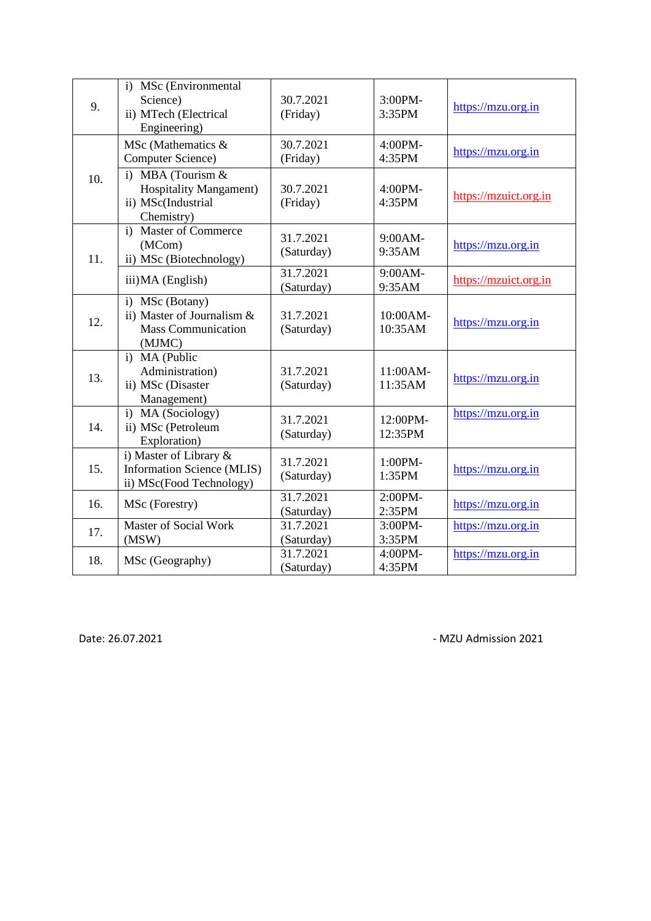| | | | | |
|---|---|---|---|---|
| 9. | i) MSc (Environmental Science)<br>ii) MTech (Electrical Engineering) | 30.7.2021 (Friday) | 3:00PM-3:35PM | https://mzu.org.in |
| 10. | MSc (Mathematics & Computer Science) | 30.7.2021 (Friday) | 4:00PM-4:35PM | https://mzu.org.in |
| | i) MBA (Tourism & Hospitality Mangament)<br>ii) MSc(Industrial Chemistry) | 30.7.2021 (Friday) | 4:00PM-4:35PM | https://mzuict.org.in |
| 11. | i) Master of Commerce (MCom)<br>ii) MSc (Biotechnology) | 31.7.2021 (Saturday) | 9:00AM-9:35AM | https://mzu.org.in |
| | iii)MA (English) | 31.7.2021 (Saturday) | 9:00AM-9:35AM | https://mzuict.org.in |
| 12. | i) MSc (Botany)<br>ii) Master of Journalism & Mass Communication (MJMC) | 31.7.2021 (Saturday) | 10:00AM-10:35AM | https://mzu.org.in |
| 13. | i) MA (Public Administration)<br>ii) MSc (Disaster Management) | 31.7.2021 (Saturday) | 11:00AM-11:35AM | https://mzu.org.in |
| 14. | i) MA (Sociology)<br>ii) MSc (Petroleum Exploration) | 31.7.2021 (Saturday) | 12:00PM-12:35PM | https://mzu.org.in |
| 15. | i) Master of Library & Information Science (MLIS)<br>ii) MSc(Food Technology) | 31.7.2021 (Saturday) | 1:00PM-1:35PM | https://mzu.org.in |
| 16. | MSc (Forestry) | 31.7.2021 (Saturday) | 2:00PM-2:35PM | https://mzu.org.in |
| 17. | Master of Social Work (MSW) | 31.7.2021 (Saturday) | 3:00PM-3:35PM | https://mzu.org.in |
| 18. | MSc (Geography) | 31.7.2021 (Saturday) | 4:00PM-4:35PM | https://mzu.org.in |

Date: 26.07.2021

- MZU Admission 2021